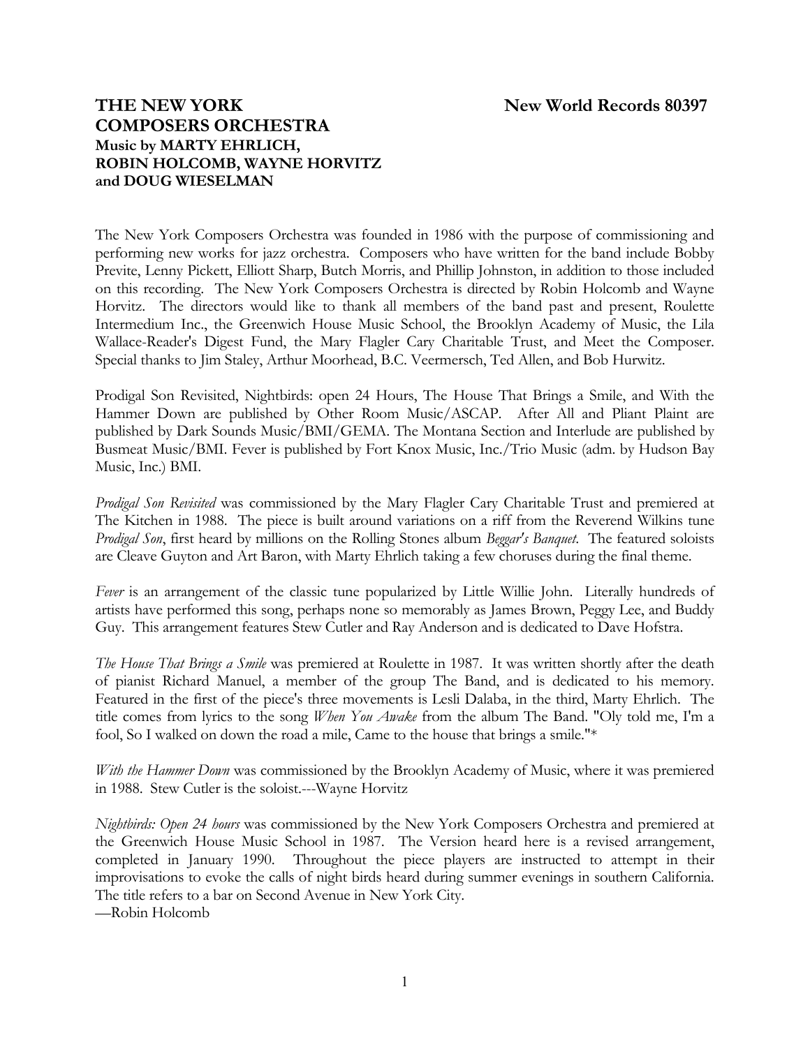# THE NEW YORK COMPOSERS ORCHESTRA

**New World Records 80397**

**Music by MARTY EHRLICH, ROBIN HOLCOMB, WAYNE HORVITZ and DOUG WIESELMAN**

The New York Composers Orchestra was founded in 1986 with the purpose of commissioning and performing new works for jazz orchestra. Composers who have written for the band include Bobby Previte, Lenny Pickett, Elliott Sharp, Butch Morris, and Phillip Johnston, in addition to those included on this recording. The New York Composers Orchestra is directed by Robin Holcomb and Wayne Horvitz. The directors would like to thank all members of the band past and present, Roulette Intermedium Inc., the Greenwich House Music School, the Brooklyn Academy of Music, the Lila Wallace-Reader's Digest Fund, the Mary Flagler Cary Charitable Trust, and Meet the Composer. Special thanks to Jim Staley, Arthur Moorhead, B.C. Veermersch, Ted Allen, and Bob Hurwitz.

Prodigal Son Revisited, Nightbirds: open 24 Hours, The House That Brings a Smile, and With the Hammer Down are published by Other Room Music/ASCAP. After All and Pliant Plaint are published by Dark Sounds Music/BMI/GEMA. The Montana Section and Interlude are published by Busmeat Music/BMI. Fever is published by Fort Knox Music, Inc./Trio Music (adm. by Hudson Bay Music, Inc.) BMI.

*Prodigal Son Revisited* was commissioned by the Mary Flagler Cary Charitable Trust and premiered at The Kitchen in 1988. The piece is built around variations on a riff from the Reverend Wilkins tune *Prodigal Son*, first heard by millions on the Rolling Stones album *Beggar's Banquet*. The featured soloists are Cleave Guyton and Art Baron, with Marty Ehrlich taking a few choruses during the final theme.

*Fever* is an arrangement of the classic tune popularized by Little Willie John. Literally hundreds of artists have performed this song, perhaps none so memorably as James Brown, Peggy Lee, and Buddy Guy. This arrangement features Stew Cutler and Ray Anderson and is dedicated to Dave Hofstra.

*The House That Brings a Smile* was premiered at Roulette in 1987. It was written shortly after the death of pianist Richard Manuel, a member of the group The Band, and is dedicated to his memory. Featured in the first of the piece's three movements is Lesli Dalaba, in the third, Marty Ehrlich. The title comes from lyrics to the song *When You Awake* from the album The Band. "Oly told me, I'm a fool, So I walked on down the road a mile, Came to the house that brings a smile."*

*With the Hammer Down* was commissioned by the Brooklyn Academy of Music, where it was premiered in 1988. Stew Cutler is the soloist.---Wayne Horvitz

*Nightbirds: Open 24 hours* was commissioned by the New York Composers Orchestra and premiered at the Greenwich House Music School in 1987. The Version heard here is a revised arrangement, completed in January 1990. Throughout the piece players are instructed to attempt in their improvisations to evoke the calls of night birds heard during summer evenings in southern California. The title refers to a bar on Second Avenue in New York City.
—Robin Holcomb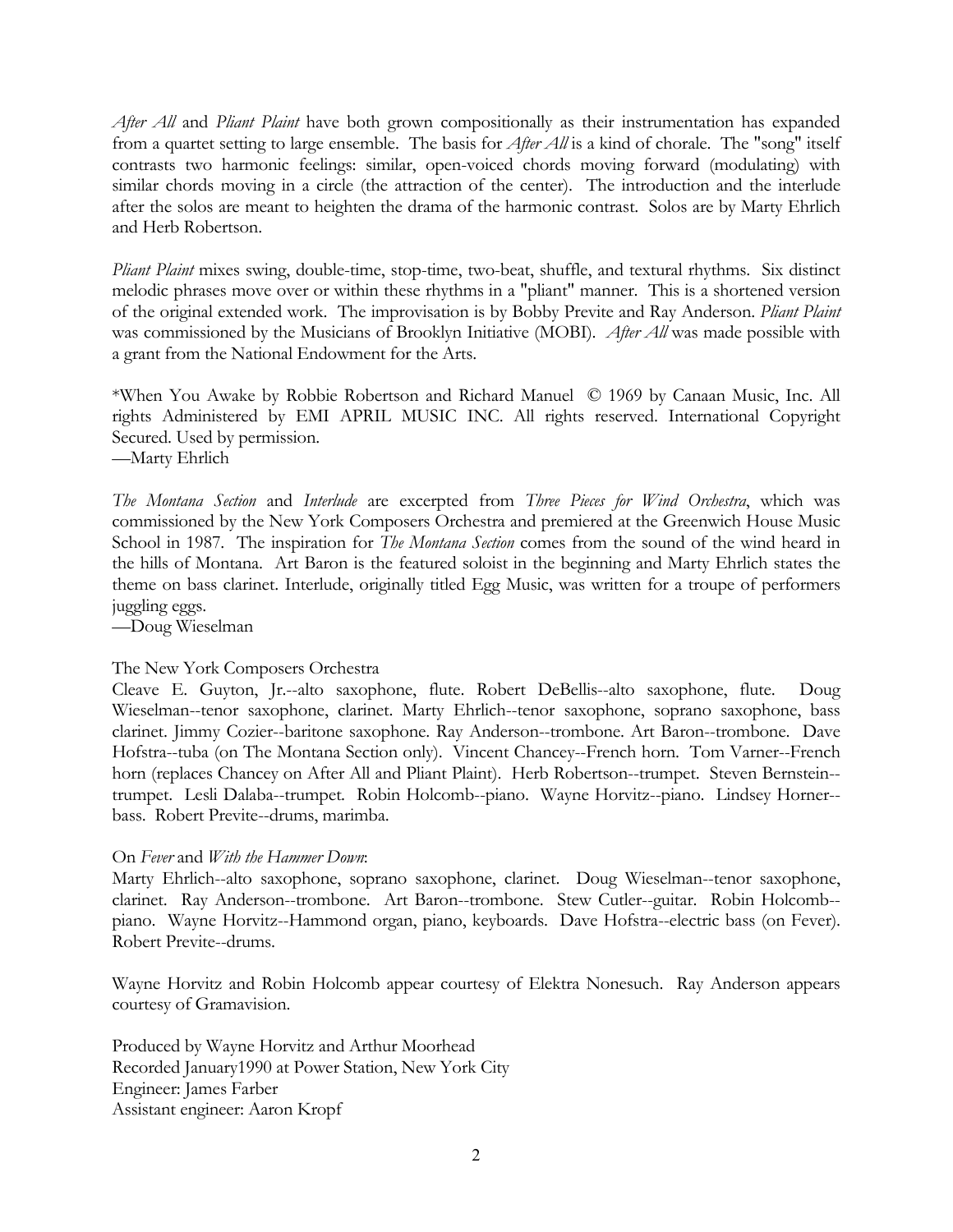*After All* and *Pliant Plaint* have both grown compositionally as their instrumentation has expanded from a quartet setting to large ensemble. The basis for *After All* is a kind of chorale. The "song" itself contrasts two harmonic feelings: similar, open-voiced chords moving forward (modulating) with similar chords moving in a circle (the attraction of the center). The introduction and the interlude after the solos are meant to heighten the drama of the harmonic contrast. Solos are by Marty Ehrlich and Herb Robertson.

*Pliant Plaint* mixes swing, double-time, stop-time, two-beat, shuffle, and textural rhythms. Six distinct melodic phrases move over or within these rhythms in a "pliant" manner. This is a shortened version of the original extended work. The improvisation is by Bobby Previte and Ray Anderson. *Pliant Plaint* was commissioned by the Musicians of Brooklyn Initiative (MOBI). *After All* was made possible with a grant from the National Endowment for the Arts.

*When You Awake by Robbie Robertson and Richard Manuel © 1969 by Canaan Music, Inc. All rights Administered by EMI APRIL MUSIC INC. All rights reserved. International Copyright Secured. Used by permission.
—Marty Ehrlich

*The Montana Section* and *Interlude* are excerpted from *Three Pieces for Wind Orchestra*, which was commissioned by the New York Composers Orchestra and premiered at the Greenwich House Music School in 1987. The inspiration for *The Montana Section* comes from the sound of the wind heard in the hills of Montana. Art Baron is the featured soloist in the beginning and Marty Ehrlich states the theme on bass clarinet. Interlude, originally titled Egg Music, was written for a troupe of performers juggling eggs.
—Doug Wieselman

The New York Composers Orchestra
Cleave E. Guyton, Jr.--alto saxophone, flute. Robert DeBellis--alto saxophone, flute. Doug Wieselman--tenor saxophone, clarinet. Marty Ehrlich--tenor saxophone, soprano saxophone, bass clarinet. Jimmy Cozier--baritone saxophone. Ray Anderson--trombone. Art Baron--trombone. Dave Hofstra--tuba (on The Montana Section only). Vincent Chancey--French horn. Tom Varner--French horn (replaces Chancey on After All and Pliant Plaint). Herb Robertson--trumpet. Steven Bernstein--trumpet. Lesli Dalaba--trumpet. Robin Holcomb--piano. Wayne Horvitz--piano. Lindsey Horner--bass. Robert Previte--drums, marimba.

On *Fever* and *With the Hammer Down*:
Marty Ehrlich--alto saxophone, soprano saxophone, clarinet. Doug Wieselman--tenor saxophone, clarinet. Ray Anderson--trombone. Art Baron--trombone. Stew Cutler--guitar. Robin Holcomb--piano. Wayne Horvitz--Hammond organ, piano, keyboards. Dave Hofstra--electric bass (on Fever). Robert Previte--drums.

Wayne Horvitz and Robin Holcomb appear courtesy of Elektra Nonesuch. Ray Anderson appears courtesy of Gramavision.

Produced by Wayne Horvitz and Arthur Moorhead
Recorded January1990 at Power Station, New York City
Engineer: James Farber
Assistant engineer: Aaron Kropf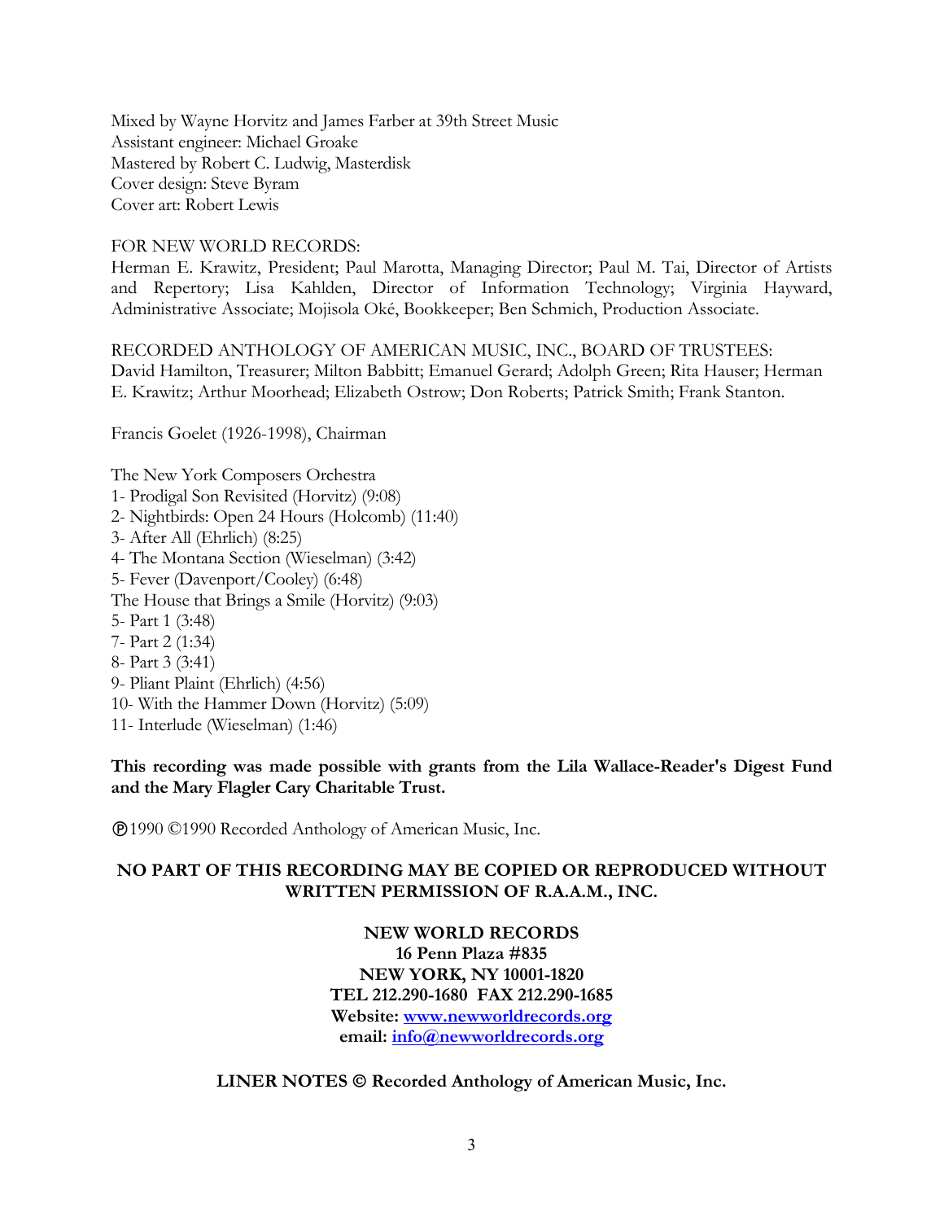Mixed by Wayne Horvitz and James Farber at 39th Street Music
Assistant engineer: Michael Groake
Mastered by Robert C. Ludwig, Masterdisk
Cover design: Steve Byram
Cover art: Robert Lewis

FOR NEW WORLD RECORDS:
Herman E. Krawitz, President; Paul Marotta, Managing Director; Paul M. Tai, Director of Artists and Repertory; Lisa Kahlden, Director of Information Technology; Virginia Hayward, Administrative Associate; Mojisola Oké, Bookkeeper; Ben Schmich, Production Associate.

RECORDED ANTHOLOGY OF AMERICAN MUSIC, INC., BOARD OF TRUSTEES:
David Hamilton, Treasurer; Milton Babbitt; Emanuel Gerard; Adolph Green; Rita Hauser; Herman E. Krawitz; Arthur Moorhead; Elizabeth Ostrow; Don Roberts; Patrick Smith; Frank Stanton.

Francis Goelet (1926-1998), Chairman

The New York Composers Orchestra
1- Prodigal Son Revisited (Horvitz) (9:08)
2- Nightbirds: Open 24 Hours (Holcomb) (11:40)
3- After All (Ehrlich) (8:25)
4- The Montana Section (Wieselman) (3:42)
5- Fever (Davenport/Cooley) (6:48)
The House that Brings a Smile (Horvitz) (9:03)
5- Part 1 (3:48)
7- Part 2 (1:34)
8- Part 3 (3:41)
9- Pliant Plaint (Ehrlich) (4:56)
10- With the Hammer Down (Horvitz) (5:09)
11- Interlude (Wieselman) (1:46)

**This recording was made possible with grants from the Lila Wallace-Reader's Digest Fund and the Mary Flagler Cary Charitable Trust.**

℗1990 ©1990 Recorded Anthology of American Music, Inc.

**NO PART OF THIS RECORDING MAY BE COPIED OR REPRODUCED WITHOUT WRITTEN PERMISSION OF R.A.A.M., INC.**

**NEW WORLD RECORDS**
**16 Penn Plaza #835**
**NEW YORK, NY 10001-1820**
**TEL 212.290-1680 FAX 212.290-1685**
**Website: www.newworldrecords.org**
**email: info@newworldrecords.org**

**LINER NOTES © Recorded Anthology of American Music, Inc.**